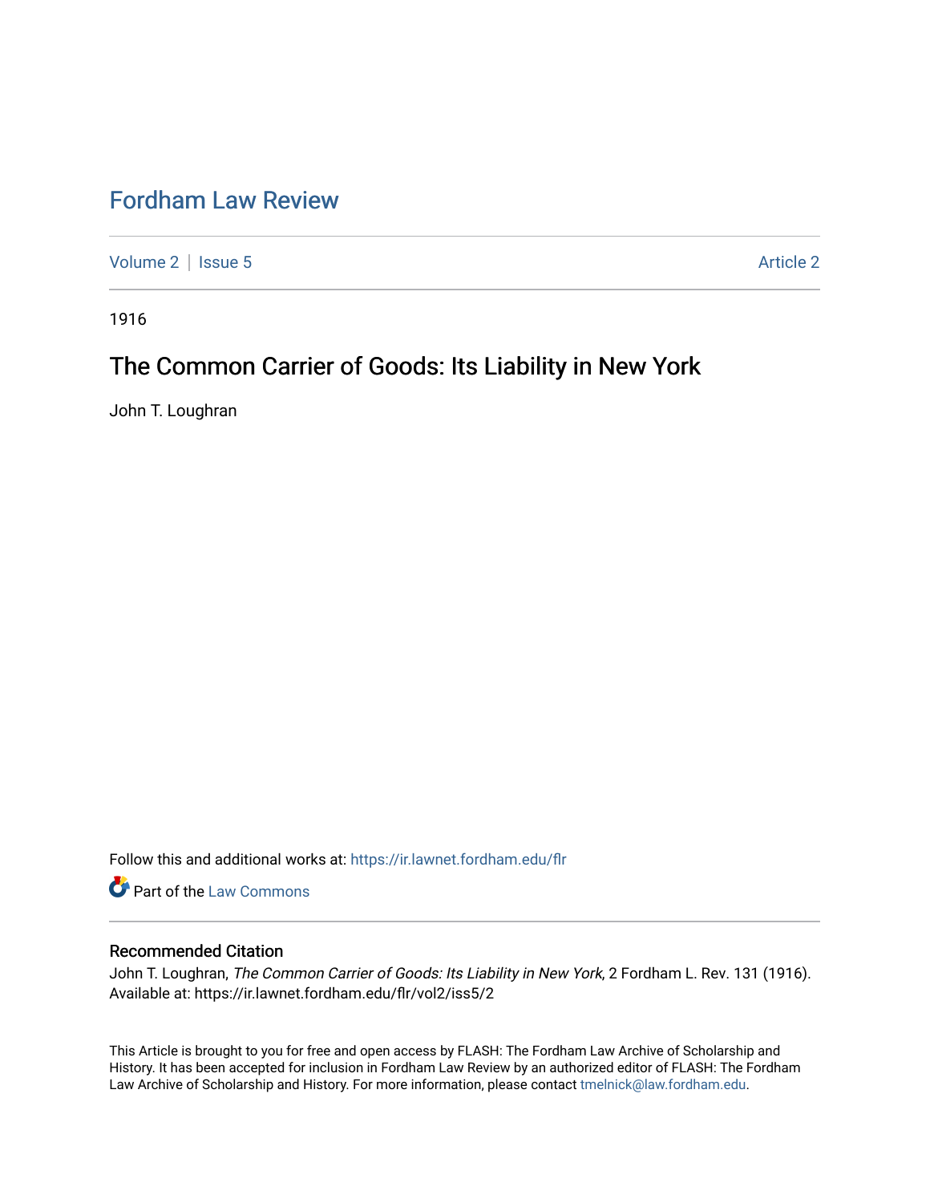# Fordham Law Review

Volume 2 | Issue 5 Article 2

1916

## The Common Carrier of Goods: Its Liability in New York

John T. Loughran

Follow this and additional works at: https://ir.lawnet.fordham.edu/flr

Part of the Law Commons

### Recommended Citation

John T. Loughran, *The Common Carrier of Goods: Its Liability in New York*, 2 Fordham L. Rev. 131 (1916). Available at: https://ir.lawnet.fordham.edu/flr/vol2/iss5/2

This Article is brought to you for free and open access by FLASH: The Fordham Law Archive of Scholarship and History. It has been accepted for inclusion in Fordham Law Review by an authorized editor of FLASH: The Fordham Law Archive of Scholarship and History. For more information, please contact tmelnick@law.fordham.edu.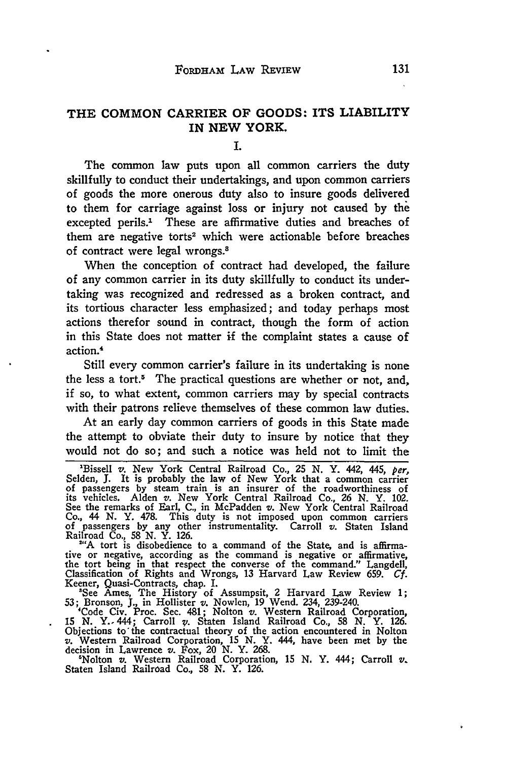# THE COMMON CARRIER OF GOODS: ITS LIABILITY IN NEW YORK.

## I.

The common law puts upon all common carriers the duty skillfully to conduct their undertakings, and upon common carriers of goods the more onerous duty also to insure goods delivered to them for carriage against loss or injury not caused by the excepted perils.[1] These are affirmative duties and breaches of them are negative torts[2] which were actionable before breaches of contract were legal wrongs.[3]

When the conception of contract had developed, the failure of any common carrier in its duty skillfully to conduct its undertaking was recognized and redressed as a broken contract, and its tortious character less emphasized; and today perhaps most actions therefor sound in contract, though the form of action in this State does not matter if the complaint states a cause of action.[4]

Still every common carrier's failure in its undertaking is none the less a tort.[5] The practical questions are whether or not, and, if so, to what extent, common carriers may by special contracts with their patrons relieve themselves of these common law duties.

At an early day common carriers of goods in this State made the attempt to obviate their duty to insure by notice that they would not do so; and such a notice was held not to limit the

---

[1] Bissell *v.* New York Central Railroad Co., 25 N. Y. 442, 445, *per*, Selden, J. It is probably the law of New York that a common carrier of passengers by steam train is an insurer of the roadworthiness of its vehicles. Alden *v.* New York Central Railroad Co., 26 N. Y. 102. See the remarks of Earl, C., in McPadden *v.* New York Central Railroad Co., 44 N. Y. 478. This duty is not imposed upon common carriers of passengers by any other instrumentality. Carroll *v.* Staten Island Railroad Co., 58 N. Y. 126.

[2] "A tort is disobedience to a command of the State, and is affirmative or negative, according as the command is negative or affirmative, the tort being in that respect the converse of the command." Langdell, Classification of Rights and Wrongs, 13 Harvard Law Review 659. *Cf.* Keener, Quasi-Contracts, chap. I.

[3] See Ames, The History of Assumpsit, 2 Harvard Law Review 1; 53; Bronson, J., in Hollister *v.* Nowlen, 19 Wend. 234, 239-240.

[4] Code Civ. Proc. Sec. 481; Nolton *v.* Western Railroad Corporation, 15 N. Y. 444; Carroll *v.* Staten Island Railroad Co., 58 N. Y. 126. Objections to the contractual theory of the action encountered in Nolton *v.* Western Railroad Corporation, 15 N. Y. 444, have been met by the decision in Lawrence *v.* Fox, 20 N. Y. 268.

[5] Nolton *v.* Western Railroad Corporation, 15 N. Y. 444; Carroll *v.* Staten Island Railroad Co., 58 N. Y. 126.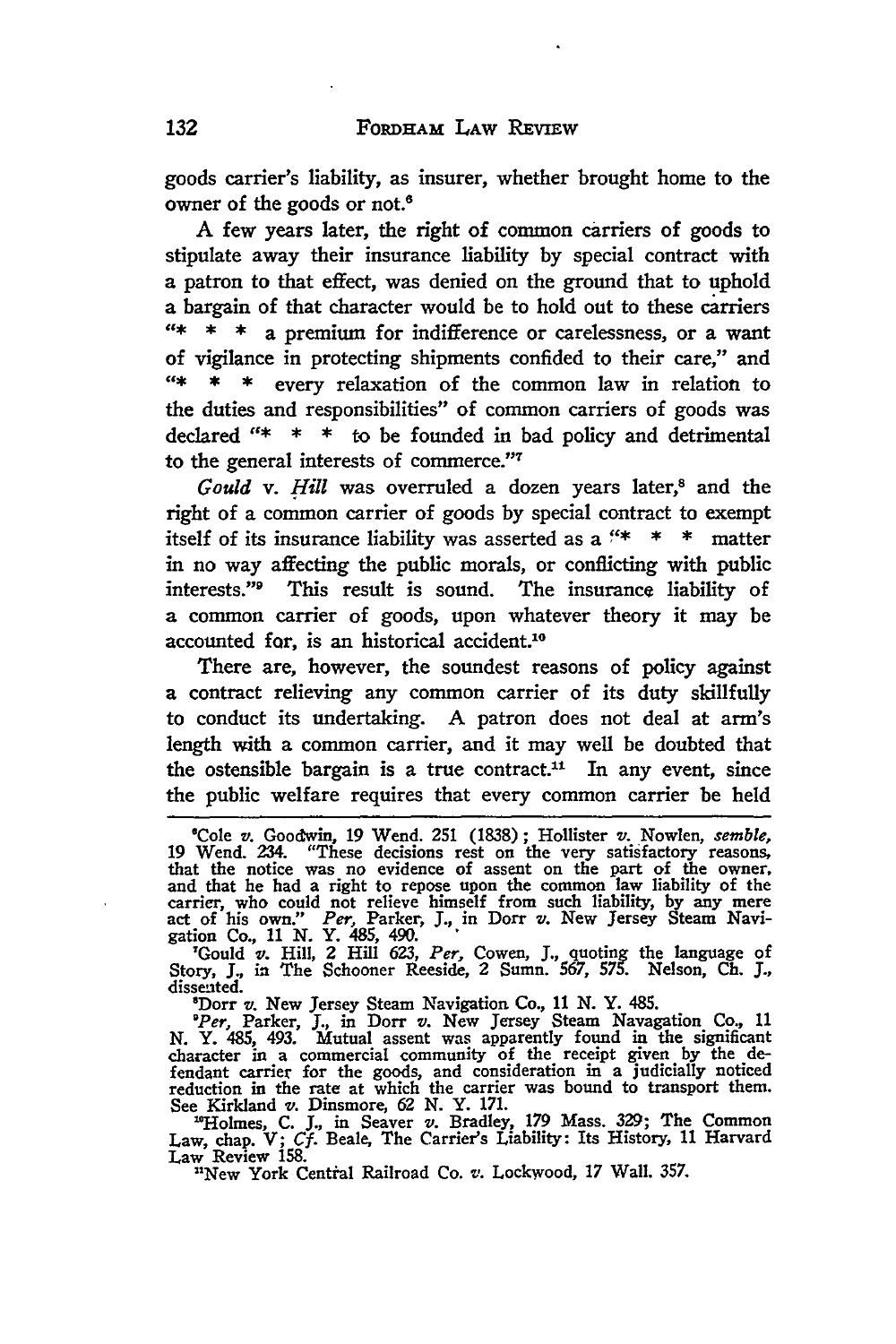goods carrier's liability, as insurer, whether brought home to the owner of the goods or not.[6]

A few years later, the right of common carriers of goods to stipulate away their insurance liability by special contract with a patron to that effect, was denied on the ground that to uphold a bargain of that character would be to hold out to these carriers "* * * a premium for indifference or carelessness, or a want of vigilance in protecting shipments confided to their care," and "* * * every relaxation of the common law in relation to the duties and responsibilities" of common carriers of goods was declared "* * * to be founded in bad policy and detrimental to the general interests of commerce."[7]

*Gould* v. *Hill* was overruled a dozen years later,[8] and the right of a common carrier of goods by special contract to exempt itself of its insurance liability was asserted as a "* * * matter in no way affecting the public morals, or conflicting with public interests."[9] This result is sound. The insurance liability of a common carrier of goods, upon whatever theory it may be accounted for, is an historical accident.[10]

There are, however, the soundest reasons of policy against a contract relieving any common carrier of its duty skillfully to conduct its undertaking. A patron does not deal at arm's length with a common carrier, and it may well be doubted that the ostensible bargain is a true contract.[11] In any event, since the public welfare requires that every common carrier be held

---

[6]Cole *v.* Goodwin, 19 Wend. 251 (1838); Hollister *v.* Nowlen, *semble*, 19 Wend. 234. "These decisions rest on the very satisfactory reasons, that the notice was no evidence of assent on the part of the owner, and that he had a right to repose upon the common law liability of the carrier, who could not relieve himself from such liability, by any mere act of his own." *Per*, Parker, J., in Dorr *v.* New Jersey Steam Navigation Co., 11 N. Y. 485, 490.

[7]Gould *v.* Hill, 2 Hill 623, *Per*, Cowen, J., quoting the language of Story, J., in The Schooner Reeside, 2 Sumn. 567, 575. Nelson, Ch. J., dissented.

[8]Dorr *v.* New Jersey Steam Navigation Co., 11 N. Y. 485.

[9]*Per*, Parker, J., in Dorr *v.* New Jersey Steam Navagation Co., 11 N. Y. 485, 493. Mutual assent was apparently found in the significant character in a commercial community of the receipt given by the defendant carrier for the goods, and consideration in a judicially noticed reduction in the rate at which the carrier was bound to transport them. See Kirkland *v.* Dinsmore, 62 N. Y. 171.

[10]Holmes, C. J., in Seaver *v.* Bradley, 179 Mass. 329; The Common Law, chap. V; *Cf.* Beale, The Carrier's Liability: Its History, 11 Harvard Law Review 158.

[11]New York Central Railroad Co. *v.* Lockwood, 17 Wall. 357.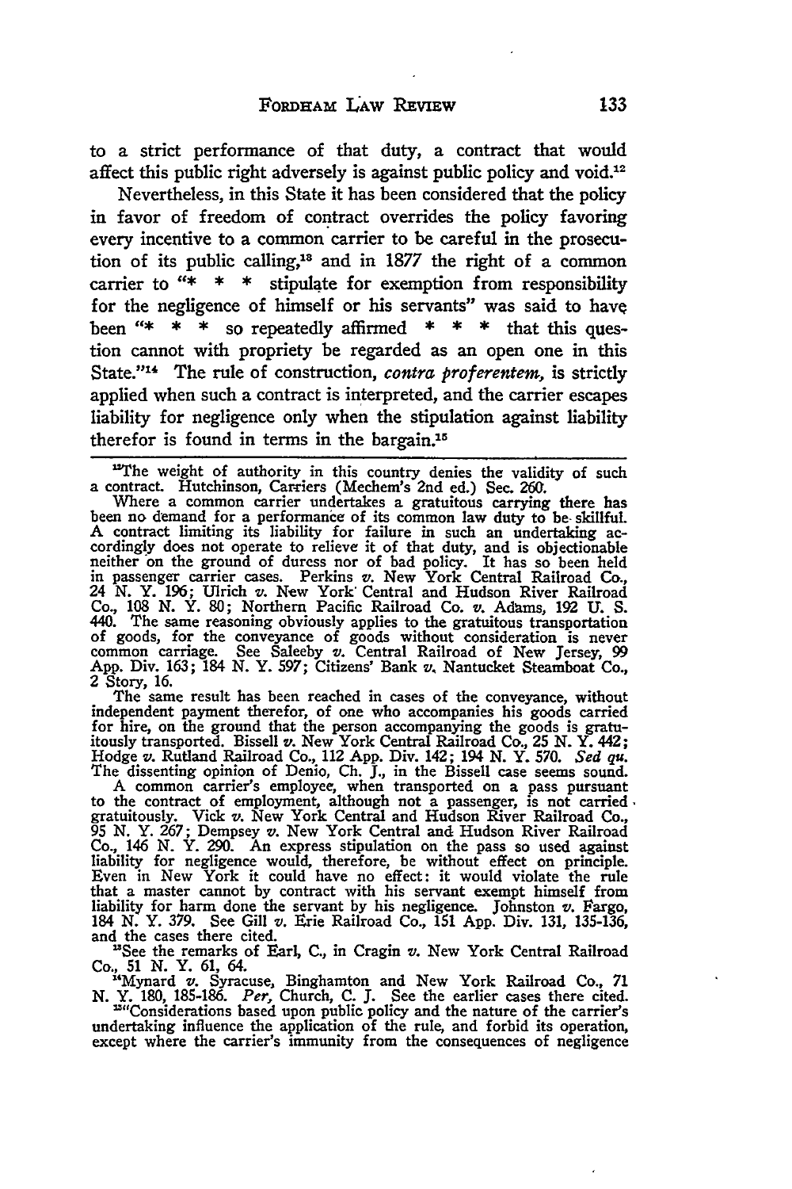to a strict performance of that duty, a contract that would affect this public right adversely is against public policy and void.[12]

Nevertheless, in this State it has been considered that the policy in favor of freedom of contract overrides the policy favoring every incentive to a common carrier to be careful in the prosecution of its public calling,[13] and in 1877 the right of a common carrier to "* * * stipulate for exemption from responsibility for the negligence of himself or his servants" was said to have been "* * * so repeatedly affirmed * * * * that this question cannot with propriety be regarded as an open one in this State."[14] The rule of construction, *contra proferentem*, is strictly applied when such a contract is interpreted, and the carrier escapes liability for negligence only when the stipulation against liability therefor is found in terms in the bargain.[15]

---

[12]The weight of authority in this country denies the validity of such a contract. Hutchinson, Carriers (Mechem's 2nd ed.) Sec. 260.

Where a common carrier undertakes a gratuitous carrying there has been no demand for a performance of its common law duty to be skillful. A contract limiting its liability for failure in such an undertaking accordingly does not operate to relieve it of that duty, and is objectionable neither on the ground of duress nor of bad policy. It has so been held in passenger carrier cases. Perkins *v.* New York Central Railroad Co., 24 N. Y. 196; Ulrich *v.* New York Central and Hudson River Railroad Co., 108 N. Y. 80; Northern Pacific Railroad Co. *v.* Adams, 192 U. S. 440. The same reasoning obviously applies to the gratuitous transportation of goods, for the conveyance of goods without consideration is never common carriage. See Saleeby *v.* Central Railroad of New Jersey, 99 App. Div. 163; 184 N. Y. 597; Citizens' Bank *v.* Nantucket Steamboat Co., 2 Story, 16.

The same result has been reached in cases of the conveyance, without independent payment therefor, of one who accompanies his goods carried for hire, on the ground that the person accompanying the goods is gratuitously transported. Bissell *v.* New York Central Railroad Co., 25 N. Y. 442; Hodge *v.* Rutland Railroad Co., 112 App. Div. 142; 194 N. Y. 570. *Sed qu.* The dissenting opinion of Denio, Ch. J., in the Bissell case seems sound.

A common carrier's employee, when transported on a pass pursuant to the contract of employment, although not a passenger, is not carried gratuitously. Vick *v.* New York Central and Hudson River Railroad Co., 95 N. Y. 267; Dempsey *v.* New York Central and Hudson River Railroad Co., 146 N. Y. 290. An express stipulation on the pass so used against liability for negligence would, therefore, be without effect on principle. Even in New York it could have no effect: it would violate the rule that a master cannot by contract with his servant exempt himself from liability for harm done the servant by his negligence. Johnston *v.* Fargo, 184 N. Y. 379. See Gill *v.* Erie Railroad Co., 151 App. Div. 131, 135-136, and the cases there cited.

[13]See the remarks of Earl, C., in Cragin *v.* New York Central Railroad Co., 51 N. Y. 61, 64.

[14]Mynard *v.* Syracuse, Binghamton and New York Railroad Co., 71 N. Y. 180, 185-186. *Per*, Church, C. J. See the earlier cases there cited.

[15]"Considerations based upon public policy and the nature of the carrier's undertaking influence the application of the rule, and forbid its operation, except where the carrier's immunity from the consequences of negligence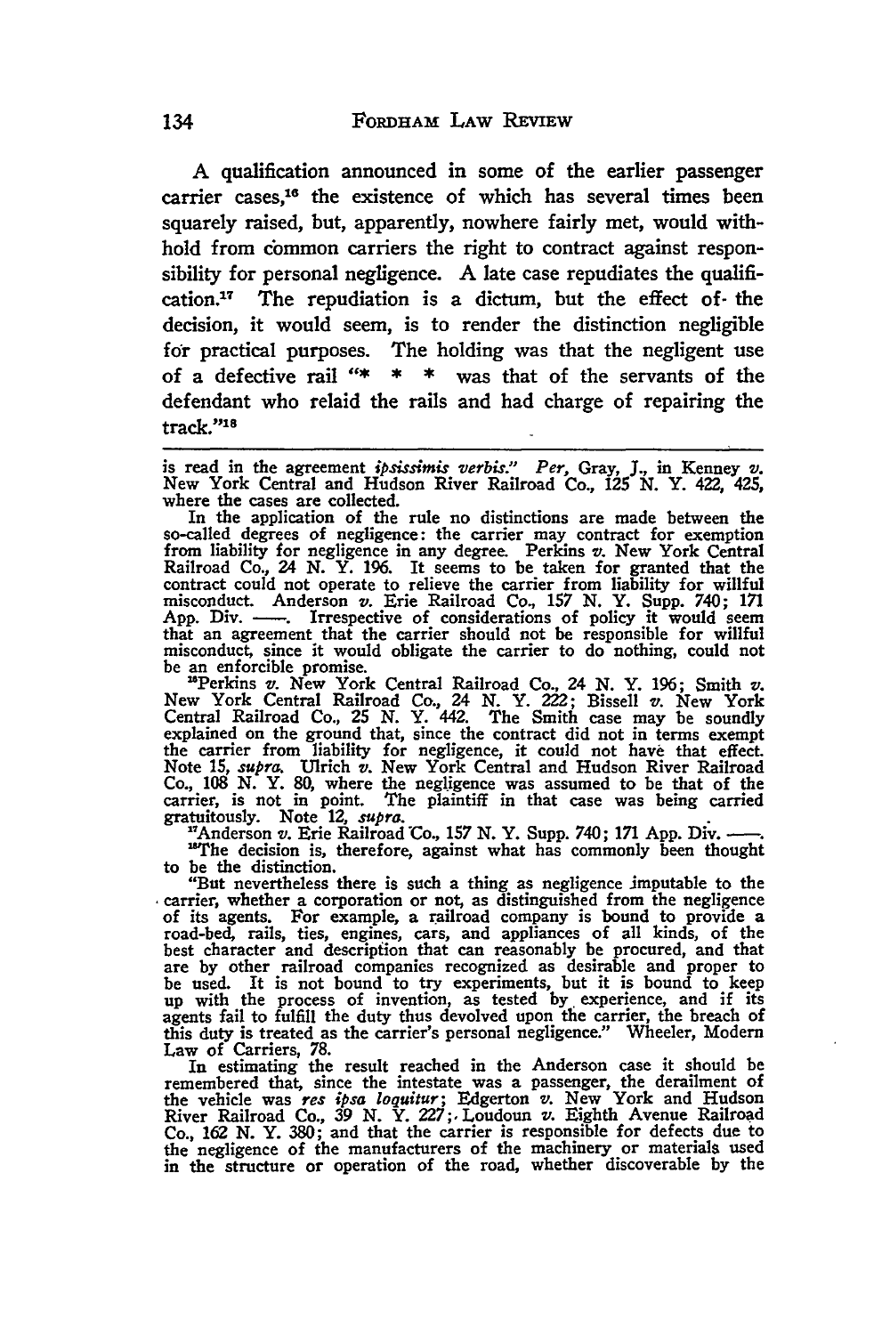A qualification announced in some of the earlier passenger carrier cases,[16] the existence of which has several times been squarely raised, but, apparently, nowhere fairly met, would withhold from common carriers the right to contract against responsibility for personal negligence. A late case repudiates the qualification.[17] The repudiation is a dictum, but the effect of the decision, it would seem, is to render the distinction negligible for practical purposes. The holding was that the negligent use of a defective rail "* * * was that of the servants of the defendant who relaid the rails and had charge of repairing the track."[18]

---

is read in the agreement *ipsissimis verbis*." *Per*, Gray, J., in Kenney *v.* New York Central and Hudson River Railroad Co., 125 N. Y. 422, 425, where the cases are collected.

In the application of the rule no distinctions are made between the so-called degrees of negligence: the carrier may contract for exemption from liability for negligence in any degree. Perkins *v.* New York Central Railroad Co., 24 N. Y. 196. It seems to be taken for granted that the contract could not operate to relieve the carrier from liability for willful misconduct. Anderson *v.* Erie Railroad Co., 157 N. Y. Supp. 740; 171 App. Div. ——. Irrespective of considerations of policy it would seem that an agreement that the carrier should not be responsible for willful misconduct, since it would obligate the carrier to do nothing, could not be an enforcible promise.

[16]Perkins *v.* New York Central Railroad Co., 24 N. Y. 196; Smith *v.* New York Central Railroad Co., 24 N. Y. 222; Bissell *v.* New York Central Railroad Co., 25 N. Y. 442. The Smith case may be soundly explained on the ground that, since the contract did not in terms exempt the carrier from liability for negligence, it could not have that effect. Note 15, *supra*. Ulrich *v.* New York Central and Hudson River Railroad Co., 108 N. Y. 80, where the negligence was assumed to be that of the carrier, is not in point. The plaintiff in that case was being carried gratuitously. Note 12, *supra*.

[17]Anderson *v.* Erie Railroad Co., 157 N. Y. Supp. 740; 171 App. Div. ——.

[18]The decision is, therefore, against what has commonly been thought to be the distinction.

"But nevertheless there is such a thing as negligence imputable to the carrier, whether a corporation or not, as distinguished from the negligence of its agents. For example, a railroad company is bound to provide a road-bed, rails, ties, engines, cars, and appliances of all kinds, of the best character and description that can reasonably be procured, and that are by other railroad companies recognized as desirable and proper to be used. It is not bound to try experiments, but it is bound to keep up with the process of invention, as tested by experience, and if its agents fail to fulfill the duty thus devolved upon the carrier, the breach of this duty is treated as the carrier's personal negligence." Wheeler, Modern Law of Carriers, 78.

In estimating the result reached in the Anderson case it should be remembered that, since the intestate was a passenger, the derailment of the vehicle was *res ipsa loquitur*; Edgerton *v.* New York and Hudson River Railroad Co., 39 N. Y. 227; Loudoun *v.* Eighth Avenue Railroad Co., 162 N. Y. 380; and that the carrier is responsible for defects due to the negligence of the manufacturers of the machinery or materials used in the structure or operation of the road, whether discoverable by the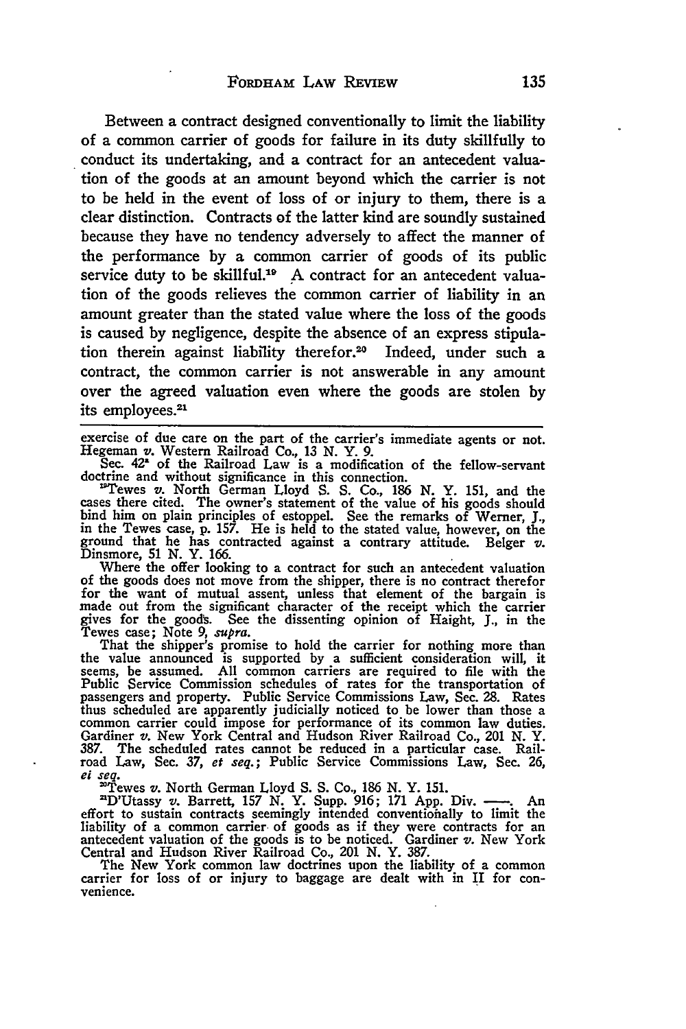Between a contract designed conventionally to limit the liability of a common carrier of goods for failure in its duty skillfully to conduct its undertaking, and a contract for an antecedent valuation of the goods at an amount beyond which the carrier is not to be held in the event of loss of or injury to them, there is a clear distinction. Contracts of the latter kind are soundly sustained because they have no tendency adversely to affect the manner of the performance by a common carrier of goods of its public service duty to be skillful.[19] A contract for an antecedent valuation of the goods relieves the common carrier of liability in an amount greater than the stated value where the loss of the goods is caused by negligence, despite the absence of an express stipulation therein against liability therefor.[20] Indeed, under such a contract, the common carrier is not answerable in any amount over the agreed valuation even where the goods are stolen by its employees.[21]

---

exercise of due care on the part of the carrier's immediate agents or not. Hegeman *v.* Western Railroad Co., 13 N. Y. 9.

Sec. 42[a] of the Railroad Law is a modification of the fellow-servant doctrine and without significance in this connection.

[19]Tewes *v.* North German Lloyd S. S. Co., 186 N. Y. 151, and the cases there cited. The owner's statement of the value of his goods should bind him on plain principles of estoppel. See the remarks of Werner, J., in the Tewes case, p. 157. He is held to the stated value, however, on the ground that he has contracted against a contrary attitude. Belger *v.* Dinsmore, 51 N. Y. 166.

Where the offer looking to a contract for such an antecedent valuation of the goods does not move from the shipper, there is no contract therefor for the want of mutual assent, unless that element of the bargain is made out from the significant character of the receipt which the carrier gives for the goods. See the dissenting opinion of Haight, J., in the Tewes case; Note 9, *supra.*

That the shipper's promise to hold the carrier for nothing more than the value announced is supported by a sufficient consideration will, it seems, be assumed. All common carriers are required to file with the Public Service Commission schedules of rates for the transportation of passengers and property. Public Service Commissions Law, Sec. 28. Rates thus scheduled are apparently judicially noticed to be lower than those a common carrier could impose for performance of its common law duties. Gardiner *v.* New York Central and Hudson River Railroad Co., 201 N. Y. 387. The scheduled rates cannot be reduced in a particular case. Railroad Law, Sec. 37, *et seq.*; Public Service Commissions Law, Sec. 26, *et seq.*

[20]Tewes *v.* North German Lloyd S. S. Co., 186 N. Y. 151.

[21]D'Utassy *v.* Barrett, 157 N. Y. Supp. 916; 171 App. Div. ——. An effort to sustain contracts seemingly intended conventionally to limit the liability of a common carrier of goods as if they were contracts for an antecedent valuation of the goods is to be noticed. Gardiner *v.* New York Central and Hudson River Railroad Co., 201 N. Y. 387.

The New York common law doctrines upon the liability of a common carrier for loss of or injury to baggage are dealt with in II for convenience.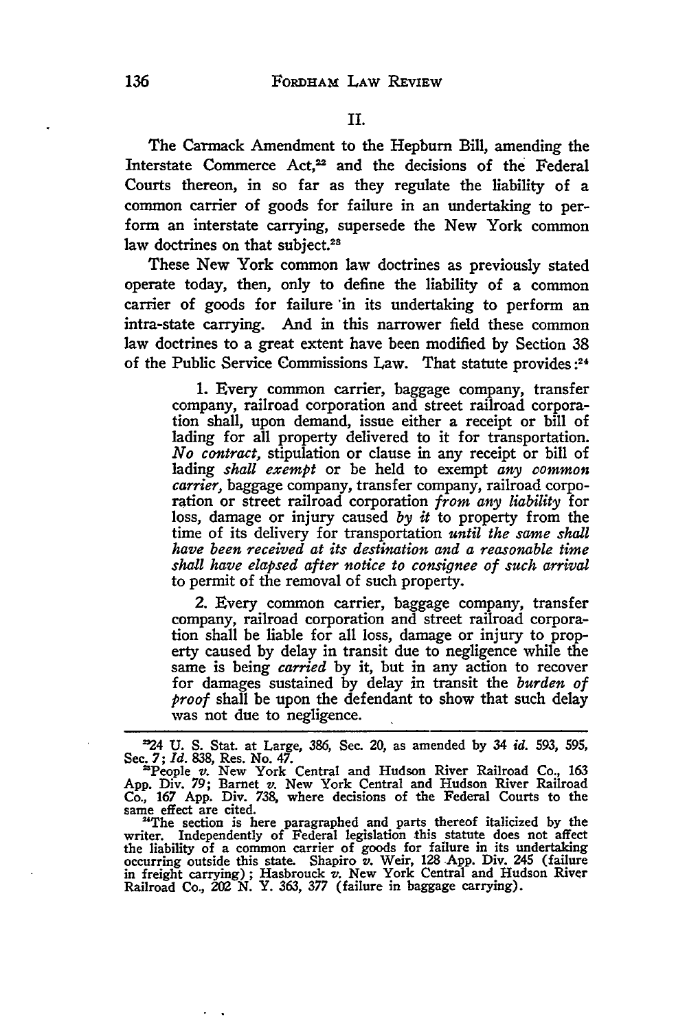## II.

The Carmack Amendment to the Hepburn Bill, amending the Interstate Commerce Act,[22] and the decisions of the Federal Courts thereon, in so far as they regulate the liability of a common carrier of goods for failure in an undertaking to perform an interstate carrying, supersede the New York common law doctrines on that subject.[23]

These New York common law doctrines as previously stated operate today, then, only to define the liability of a common carrier of goods for failure in its undertaking to perform an intra-state carrying. And in this narrower field these common law doctrines to a great extent have been modified by Section 38 of the Public Service Commissions Law. That statute provides:[24]

> 1. Every common carrier, baggage company, transfer company, railroad corporation and street railroad corporation shall, upon demand, issue either a receipt or bill of lading for all property delivered to it for transportation. *No contract,* stipulation or clause in any receipt or bill of lading *shall exempt* or be held to exempt *any common carrier,* baggage company, transfer company, railroad corporation or street railroad corporation *from any liability* for loss, damage or injury caused *by it* to property from the time of its delivery for transportation *until the same shall have been received at its destination and a reasonable time shall have elapsed after notice to consignee of such arrival* to permit of the removal of such property.
>
> 2. Every common carrier, baggage company, transfer company, railroad corporation and street railroad corporation shall be liable for all loss, damage or injury to property caused by delay in transit due to negligence while the same is being *carried* by it, but in any action to recover for damages sustained by delay in transit the *burden of proof* shall be upon the defendant to show that such delay was not due to negligence.

---

[22] 24 U. S. Stat. at Large, 386, Sec. 20, as amended by 34 *id.* 593, 595, Sec. 7; *Id.* 838, Res. No. 47.

[23] People *v.* New York Central and Hudson River Railroad Co., 163 App. Div. 79; Barnet *v.* New York Central and Hudson River Railroad Co., 167 App. Div. 738, where decisions of the Federal Courts to the same effect are cited.

[24] The section is here paragraphed and parts thereof italicized by the writer. Independently of Federal legislation this statute does not affect the liability of a common carrier of goods for failure in its undertaking occurring outside this state. Shapiro *v.* Weir, 128 App. Div. 245 (failure in freight carrying); Hasbrouck *v.* New York Central and Hudson River Railroad Co., 202 N. Y. 363, 377 (failure in baggage carrying).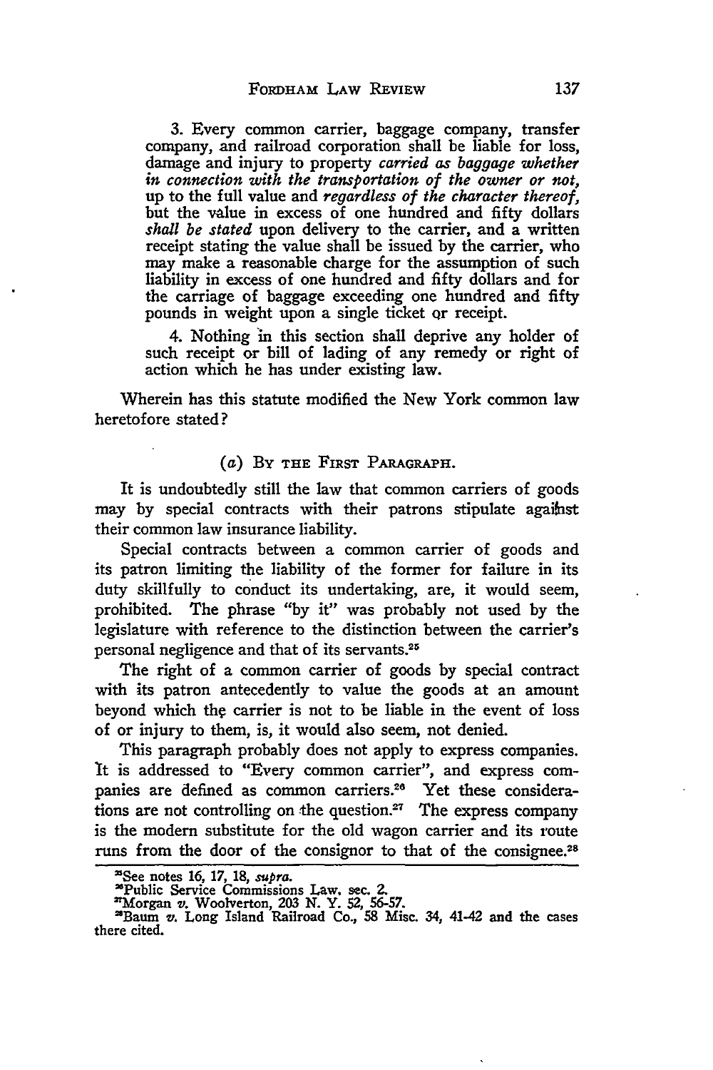3. Every common carrier, baggage company, transfer company, and railroad corporation shall be liable for loss, damage and injury to property *carried as baggage whether in connection with the transportation of the owner or not,* up to the full value and *regardless of the character thereof,* but the value in excess of one hundred and fifty dollars *shall be stated* upon delivery to the carrier, and a written receipt stating the value shall be issued by the carrier, who may make a reasonable charge for the assumption of such liability in excess of one hundred and fifty dollars and for the carriage of baggage exceeding one hundred and fifty pounds in weight upon a single ticket or receipt.

4. Nothing in this section shall deprive any holder of such receipt or bill of lading of any remedy or right of action which he has under existing law.

Wherein has this statute modified the New York common law heretofore stated?

### (*a*) By the First Paragraph.

It is undoubtedly still the law that common carriers of goods may by special contracts with their patrons stipulate against their common law insurance liability.

Special contracts between a common carrier of goods and its patron limiting the liability of the former for failure in its duty skillfully to conduct its undertaking, are, it would seem, prohibited. The phrase "by it" was probably not used by the legislature with reference to the distinction between the carrier's personal negligence and that of its servants.[25]

The right of a common carrier of goods by special contract with its patron antecedently to value the goods at an amount beyond which the carrier is not to be liable in the event of loss of or injury to them, is, it would also seem, not denied.

This paragraph probably does not apply to express companies. It is addressed to "Every common carrier", and express companies are defined as common carriers.[26] Yet these considerations are not controlling on the question.[27] The express company is the modern substitute for the old wagon carrier and its route runs from the door of the consignor to that of the consignee.[28]

---

[25] See notes 16, 17, 18, *supra*.

[26] Public Service Commissions Law, sec. 2.

[27] Morgan *v.* Woolverton, 203 N. Y. 52, 56-57.

[28] Baum *v.* Long Island Railroad Co., 58 Misc. 34, 41-42 and the cases there cited.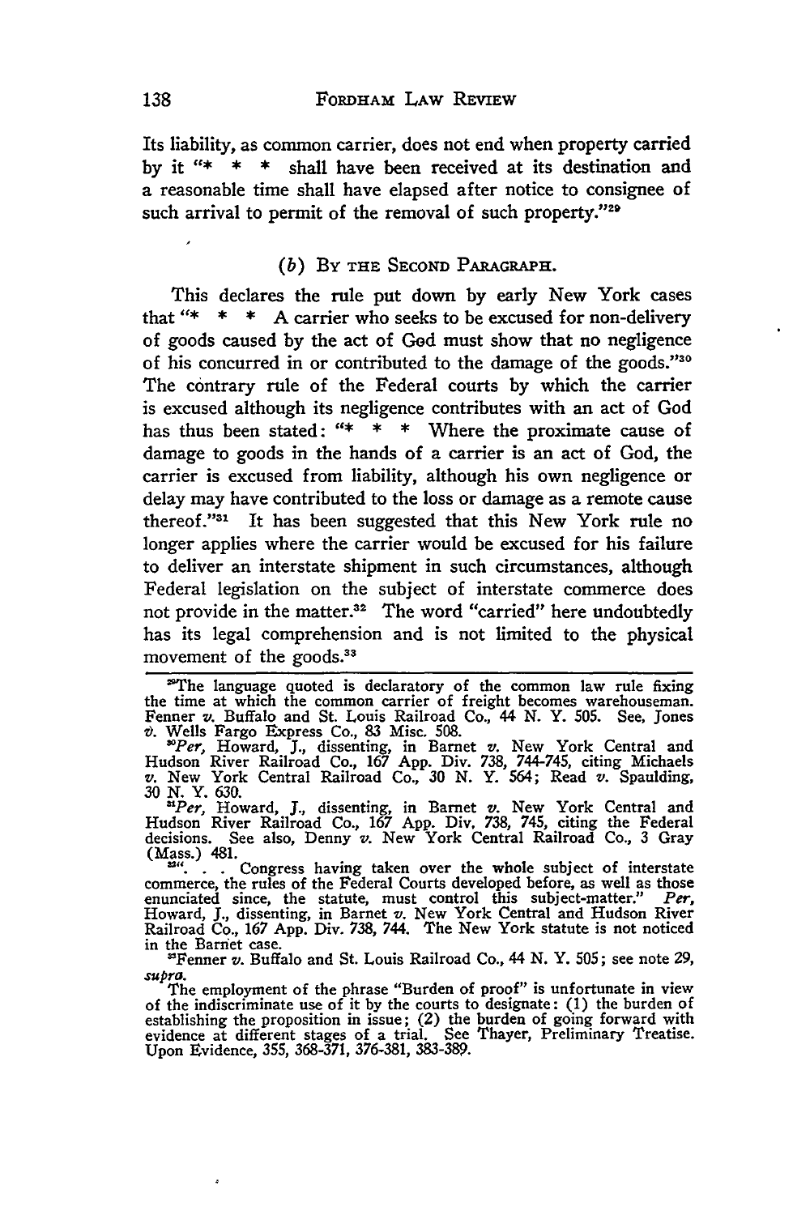Its liability, as common carrier, does not end when property carried by it "* * * shall have been received at its destination and a reasonable time shall have elapsed after notice to consignee of such arrival to permit of the removal of such property."[29]

### (b) By the Second Paragraph.

This declares the rule put down by early New York cases that "* * * A carrier who seeks to be excused for non-delivery of goods caused by the act of God must show that no negligence of his concurred in or contributed to the damage of the goods."[30] The contrary rule of the Federal courts by which the carrier is excused although its negligence contributes with an act of God has thus been stated: "* * * Where the proximate cause of damage to goods in the hands of a carrier is an act of God, the carrier is excused from liability, although his own negligence or delay may have contributed to the loss or damage as a remote cause thereof."[31] It has been suggested that this New York rule no longer applies where the carrier would be excused for his failure to deliver an interstate shipment in such circumstances, although Federal legislation on the subject of interstate commerce does not provide in the matter.[32] The word "carried" here undoubtedly has its legal comprehension and is not limited to the physical movement of the goods.[33]

---

[29]The language quoted is declaratory of the common law rule fixing the time at which the common carrier of freight becomes warehouseman. Fenner *v.* Buffalo and St. Louis Railroad Co., 44 N. Y. 505. See, Jones *v.* Wells Fargo Express Co., 83 Misc. 508.

[30]*Per*, Howard, J., dissenting, in Barnet *v.* New York Central and Hudson River Railroad Co., 167 App. Div. 738, 744-745, citing Michaels *v.* New York Central Railroad Co., 30 N. Y. 564; Read *v.* Spaulding, 30 N. Y. 630.

[31]*Per*, Howard, J., dissenting, in Barnet *v.* New York Central and Hudson River Railroad Co., 167 App. Div. 738, 745, citing the Federal decisions. See also, Denny *v.* New York Central Railroad Co., 3 Gray (Mass.) 481.

[32]". . . Congress having taken over the whole subject of interstate commerce, the rules of the Federal Courts developed before, as well as those enunciated since, the statute, must control this subject-matter." *Per*, Howard, J., dissenting, in Barnet *v.* New York Central and Hudson River Railroad Co., 167 App. Div. 738, 744. The New York statute is not noticed in the Barnet case.

[33]Fenner *v.* Buffalo and St. Louis Railroad Co., 44 N. Y. 505; see note 29, *supra*.

The employment of the phrase "Burden of proof" is unfortunate in view of the indiscriminate use of it by the courts to designate: (1) the burden of establishing the proposition in issue; (2) the burden of going forward with evidence at different stages of a trial. See Thayer, Preliminary Treatise. Upon Evidence, 355, 368-371, 376-381, 383-389.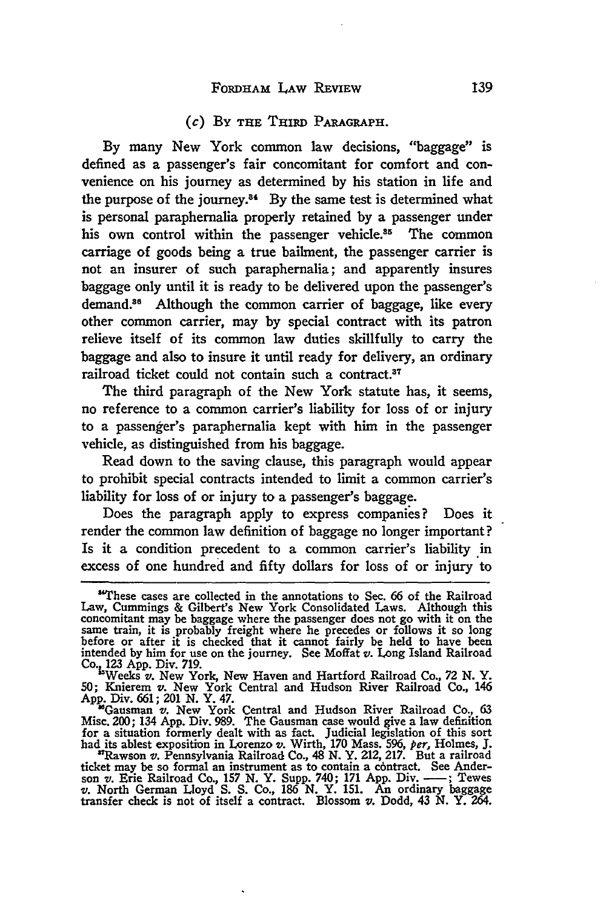### (c) By the Third Paragraph.

By many New York common law decisions, "baggage" is defined as a passenger's fair concomitant for comfort and convenience on his journey as determined by his station in life and the purpose of the journey.[34] By the same test is determined what is personal paraphernalia properly retained by a passenger under his own control within the passenger vehicle.[35] The common carriage of goods being a true bailment, the passenger carrier is not an insurer of such paraphernalia; and apparently insures baggage only until it is ready to be delivered upon the passenger's demand.[36] Although the common carrier of baggage, like every other common carrier, may by special contract with its patron relieve itself of its common law duties skillfully to carry the baggage and also to insure it until ready for delivery, an ordinary railroad ticket could not contain such a contract.[37]

The third paragraph of the New York statute has, it seems, no reference to a common carrier's liability for loss of or injury to a passenger's paraphernalia kept with him in the passenger vehicle, as distinguished from his baggage.

Read down to the saving clause, this paragraph would appear to prohibit special contracts intended to limit a common carrier's liability for loss of or injury to a passenger's baggage.

Does the paragraph apply to express companies? Does it render the common law definition of baggage no longer important? Is it a condition precedent to a common carrier's liability in excess of one hundred and fifty dollars for loss of or injury to

---

[34] These cases are collected in the annotations to Sec. 66 of the Railroad Law, Cummings & Gilbert's New York Consolidated Laws. Although this concomitant may be baggage where the passenger does not go with it on the same train, it is probably freight where he precedes or follows it so long before or after it is checked that it cannot fairly be held to have been intended by him for use on the journey. See Moffat *v.* Long Island Railroad Co., 123 App. Div. 719.

[35] Weeks *v.* New York, New Haven and Hartford Railroad Co., 72 N. Y. 50; Knierem *v.* New York Central and Hudson River Railroad Co., 146 App. Div. 661; 201 N. Y. 47.

[36] Gausman *v.* New York Central and Hudson River Railroad Co., 63 Misc. 200; 134 App. Div. 989. The Gausman case would give a law definition for a situation formerly dealt with as fact. Judicial legislation of this sort had its ablest exposition in Lorenzo *v.* Wirth, 170 Mass. 596, *per*, Holmes, J.

[37] Rawson *v.* Pennsylvania Railroad Co., 48 N. Y. 212, 217. But a railroad ticket may be so formal an instrument as to contain a contract. See Anderson *v.* Erie Railroad Co., 157 N. Y. Supp. 740; 171 App. Div. ——; Tewes *v.* North German Lloyd S. S. Co., 186 N. Y. 151. An ordinary baggage transfer check is not of itself a contract. Blossom *v.* Dodd, 43 N. Y. 264.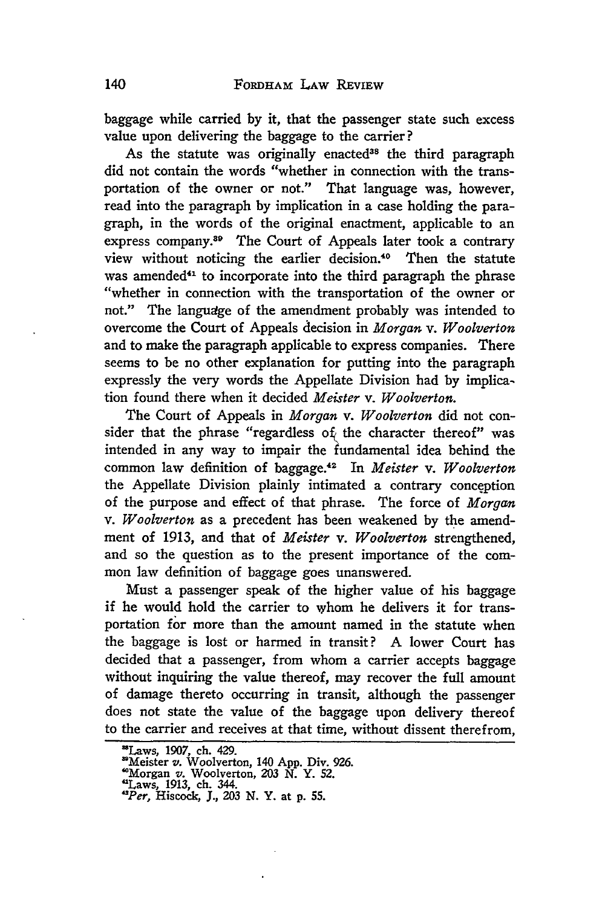baggage while carried by it, that the passenger state such excess value upon delivering the baggage to the carrier?

As the statute was originally enacted[38] the third paragraph did not contain the words "whether in connection with the transportation of the owner or not." That language was, however, read into the paragraph by implication in a case holding the paragraph, in the words of the original enactment, applicable to an express company.[39] The Court of Appeals later took a contrary view without noticing the earlier decision.[40] Then the statute was amended[41] to incorporate into the third paragraph the phrase "whether in connection with the transportation of the owner or not." The language of the amendment probably was intended to overcome the Court of Appeals decision in *Morgan* v. *Woolverton* and to make the paragraph applicable to express companies. There seems to be no other explanation for putting into the paragraph expressly the very words the Appellate Division had by implication found there when it decided *Meister* v. *Woolverton*.

The Court of Appeals in *Morgan* v. *Woolverton* did not consider that the phrase "regardless of the character thereof" was intended in any way to impair the fundamental idea behind the common law definition of baggage.[42] In *Meister* v. *Woolverton* the Appellate Division plainly intimated a contrary conception of the purpose and effect of that phrase. The force of *Morgan* v. *Woolverton* as a precedent has been weakened by the amendment of 1913, and that of *Meister* v. *Woolverton* strengthened, and so the question as to the present importance of the common law definition of baggage goes unanswered.

Must a passenger speak of the higher value of his baggage if he would hold the carrier to whom he delivers it for transportation for more than the amount named in the statute when the baggage is lost or harmed in transit? A lower Court has decided that a passenger, from whom a carrier accepts baggage without inquiring the value thereof, may recover the full amount of damage thereto occurring in transit, although the passenger does not state the value of the baggage upon delivery thereof to the carrier and receives at that time, without dissent therefrom,

---

[38] Laws, 1907, ch. 429.

[39] Meister *v.* Woolverton, 140 App. Div. 926.

[40] Morgan *v.* Woolverton, 203 N. Y. 52.

[41] Laws, 1913, ch. 344.

[42] *Per*, Hiscock, J., 203 N. Y. at p. 55.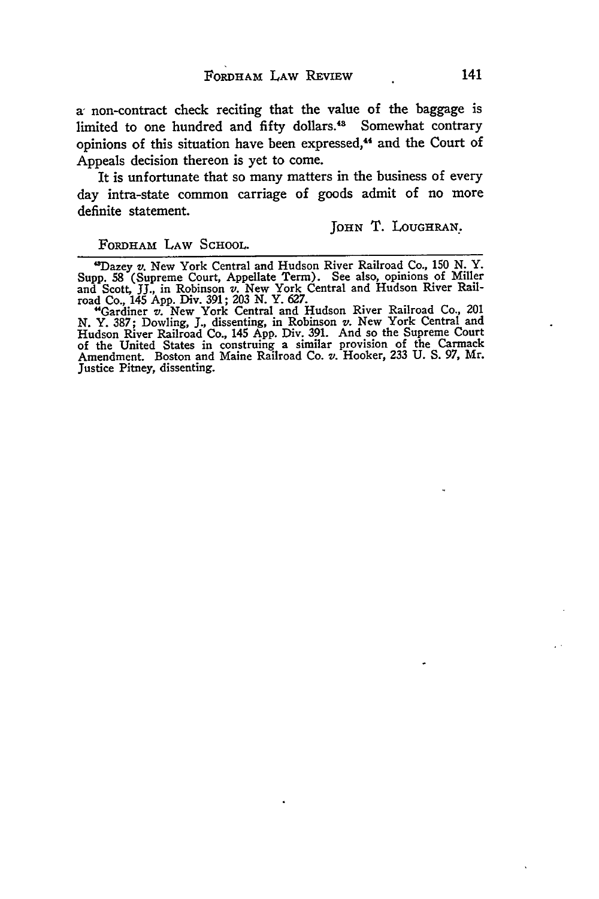a non-contract check reciting that the value of the baggage is limited to one hundred and fifty dollars.[43] Somewhat contrary opinions of this situation have been expressed,[44] and the Court of Appeals decision thereon is yet to come.

It is unfortunate that so many matters in the business of every day intra-state common carriage of goods admit of no more definite statement.

JOHN T. LOUGHRAN.

FORDHAM LAW SCHOOL.

---

[43] Dazey *v.* New York Central and Hudson River Railroad Co., 150 N. Y. Supp. 58 (Supreme Court, Appellate Term). See also, opinions of Miller and Scott, JJ., in Robinson *v.* New York Central and Hudson River Railroad Co., 145 App. Div. 391; 203 N. Y. 627.

[44] Gardiner *v.* New York Central and Hudson River Railroad Co., 201 N. Y. 387; Dowling, J., dissenting, in Robinson *v.* New York Central and Hudson River Railroad Co., 145 App. Div. 391. And so the Supreme Court of the United States in construing a similar provision of the Carmack Amendment. Boston and Maine Railroad Co. *v.* Hooker, 233 U. S. 97, Mr. Justice Pitney, dissenting.